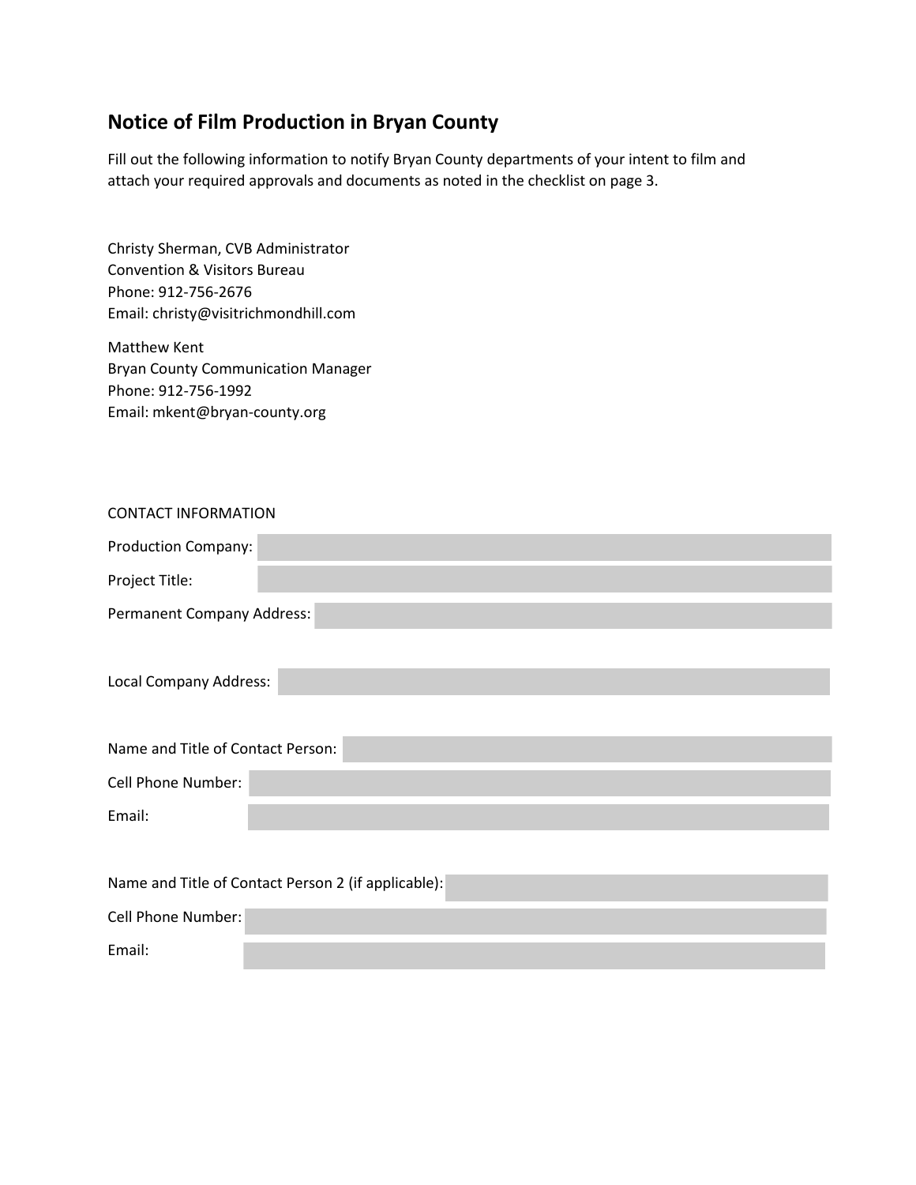## Notice of Film Production in Bryan County

Fill out the following information to notify Bryan County departments of your intent to film and attach your required approvals and documents as noted in the checklist on page 3.

Christy Sherman, CVB Administrator
Convention & Visitors Bureau
Phone: 912-756-2676
Email: christy@visitrichmondhill.com

Matthew Kent
Bryan County Communication Manager
Phone: 912-756-1992
Email: mkent@bryan-county.org

CONTACT INFORMATION

Production Company:

Project Title:

Permanent Company Address:

Local Company Address:

Name and Title of Contact Person:

Cell Phone Number:

Email:

Name and Title of Contact Person 2 (if applicable):

Cell Phone Number:

Email: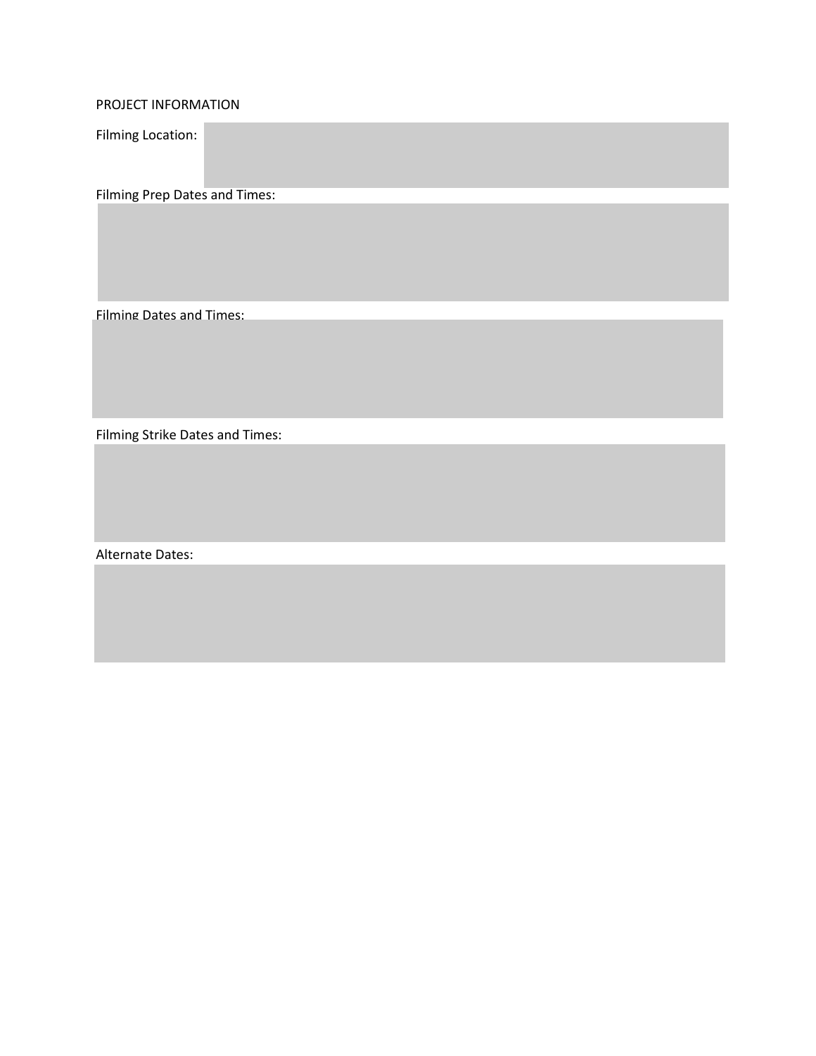PROJECT INFORMATION

Filming Location:

Filming Prep Dates and Times:

Filming Dates and Times:

Filming Strike Dates and Times:

Alternate Dates: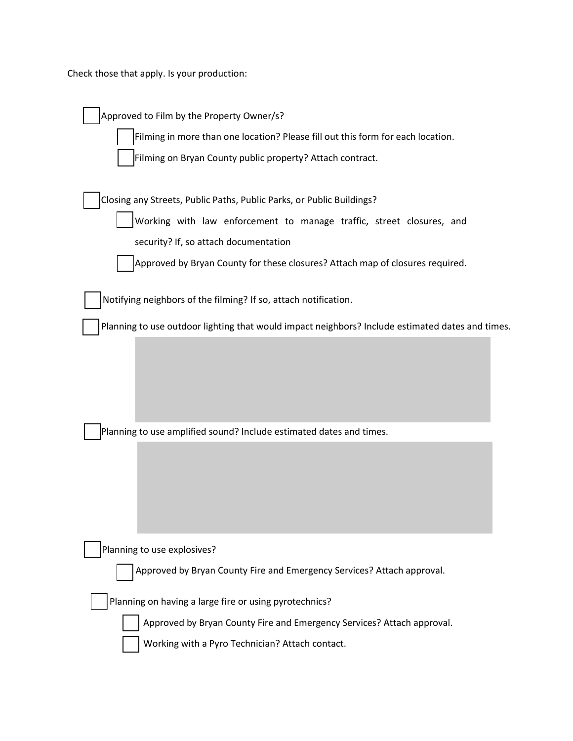Check those that apply. Is your production:

- [ ] Approved to Film by the Property Owner/s?
  - [ ] Filming in more than one location? Please fill out this form for each location.
  - [ ] Filming on Bryan County public property? Attach contract.

- [ ] Closing any Streets, Public Paths, Public Parks, or Public Buildings?
  - [ ] Working with law enforcement to manage traffic, street closures, and security? If, so attach documentation
  - [ ] Approved by Bryan County for these closures? Attach map of closures required.

- [ ] Notifying neighbors of the filming? If so, attach notification.

- [ ] Planning to use outdoor lighting that would impact neighbors? Include estimated dates and times.

- [ ] Planning to use amplified sound? Include estimated dates and times.

- [ ] Planning to use explosives?
  - [ ] Approved by Bryan County Fire and Emergency Services? Attach approval.

- [ ] Planning on having a large fire or using pyrotechnics?
  - [ ] Approved by Bryan County Fire and Emergency Services? Attach approval.
  - [ ] Working with a Pyro Technician? Attach contact.